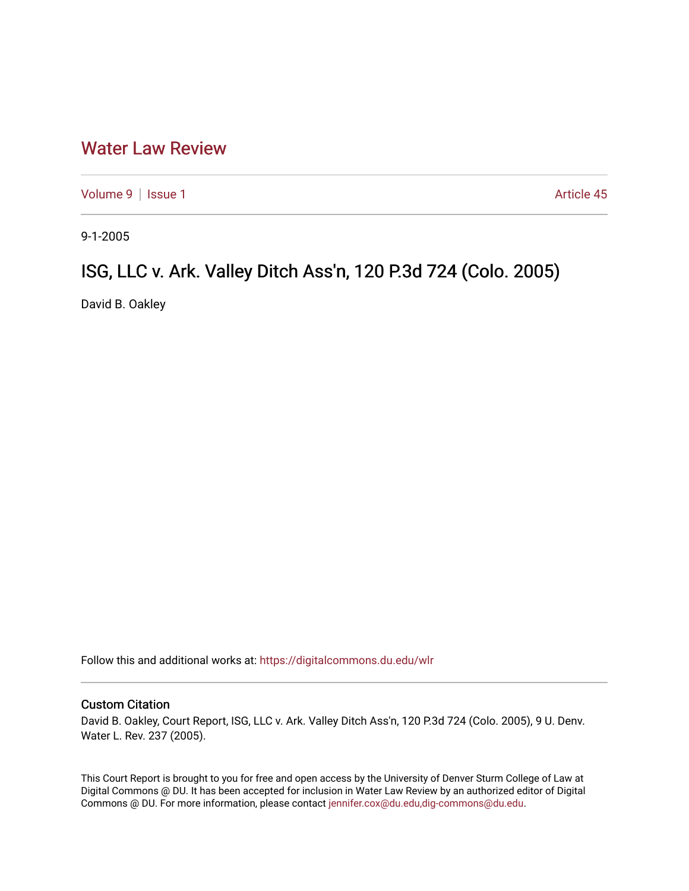# Water Law Review

Volume 9 | Issue 1 Article 45

9-1-2005

## ISG, LLC v. Ark. Valley Ditch Ass'n, 120 P.3d 724 (Colo. 2005)

David B. Oakley

Follow this and additional works at: https://digitalcommons.du.edu/wlr

### Custom Citation

David B. Oakley, Court Report, ISG, LLC v. Ark. Valley Ditch Ass'n, 120 P.3d 724 (Colo. 2005), 9 U. Denv. Water L. Rev. 237 (2005).

This Court Report is brought to you for free and open access by the University of Denver Sturm College of Law at Digital Commons @ DU. It has been accepted for inclusion in Water Law Review by an authorized editor of Digital Commons @ DU. For more information, please contact jennifer.cox@du.edu,dig-commons@du.edu.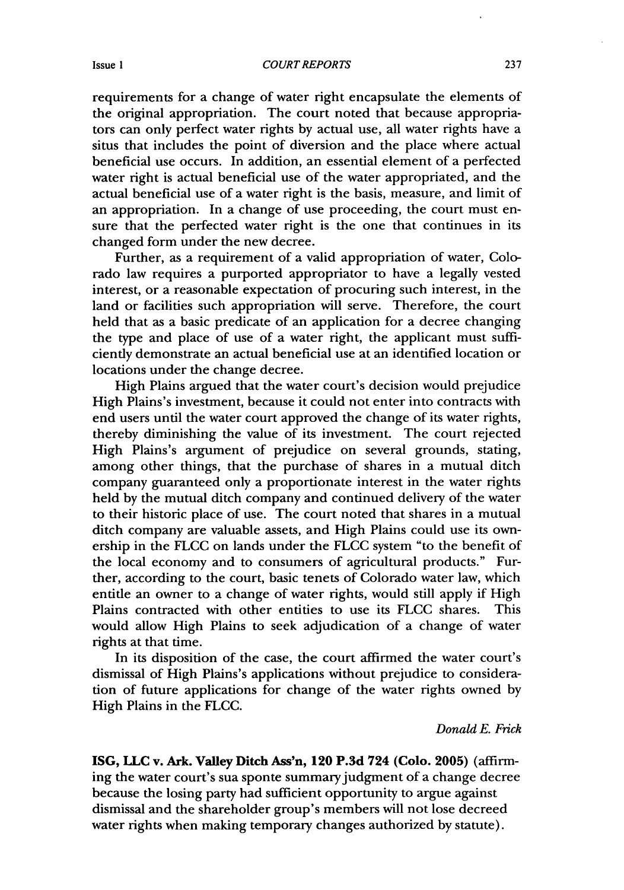requirements for a change of water right encapsulate the elements of the original appropriation. The court noted that because appropriators can only perfect water rights by actual use, all water rights have a situs that includes the point of diversion and the place where actual beneficial use occurs. In addition, an essential element of a perfected water right is actual beneficial use of the water appropriated, and the actual beneficial use of a water right is the basis, measure, and limit of an appropriation. In a change of use proceeding, the court must ensure that the perfected water right is the one that continues in its changed form under the new decree.

Further, as a requirement of a valid appropriation of water, Colorado law requires a purported appropriator to have a legally vested interest, or a reasonable expectation of procuring such interest, in the land or facilities such appropriation will serve. Therefore, the court held that as a basic predicate of an application for a decree changing the type and place of use of a water right, the applicant must sufficiently demonstrate an actual beneficial use at an identified location or locations under the change decree.

High Plains argued that the water court's decision would prejudice High Plains's investment, because it could not enter into contracts with end users until the water court approved the change of its water rights, thereby diminishing the value of its investment. The court rejected High Plains's argument of prejudice on several grounds, stating, among other things, that the purchase of shares in a mutual ditch company guaranteed only a proportionate interest in the water rights held by the mutual ditch company and continued delivery of the water to their historic place of use. The court noted that shares in a mutual ditch company are valuable assets, and High Plains could use its ownership in the FLCC on lands under the FLCC system "to the benefit of the local economy and to consumers of agricultural products." Further, according to the court, basic tenets of Colorado water law, which entitle an owner to a change of water rights, would still apply if High Plains contracted with other entities to use its FLCC shares. This would allow High Plains to seek adjudication of a change of water rights at that time.

In its disposition of the case, the court affirmed the water court's dismissal of High Plains's applications without prejudice to consideration of future applications for change of the water rights owned by High Plains in the FLCC.

*Donald E. Frick*

**ISG, LLC v. Ark. Valley Ditch Ass'n, 120 P.3d 724 (Colo. 2005)** (affirming the water court's sua sponte summary judgment of a change decree because the losing party had sufficient opportunity to argue against dismissal and the shareholder group's members will not lose decreed water rights when making temporary changes authorized by statute).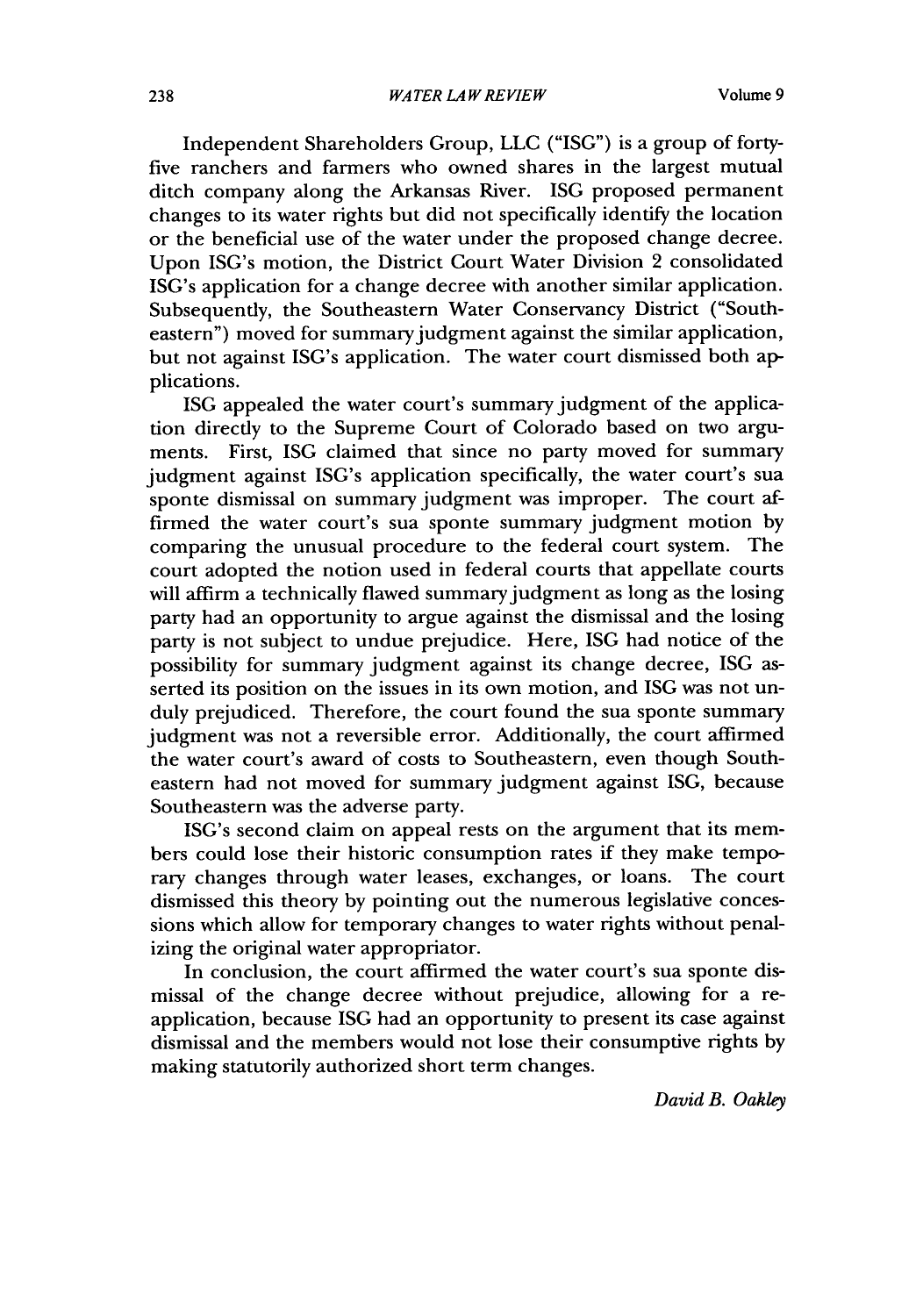Independent Shareholders Group, LLC ("ISG") is a group of forty-five ranchers and farmers who owned shares in the largest mutual ditch company along the Arkansas River. ISG proposed permanent changes to its water rights but did not specifically identify the location or the beneficial use of the water under the proposed change decree. Upon ISG's motion, the District Court Water Division 2 consolidated ISG's application for a change decree with another similar application. Subsequently, the Southeastern Water Conservancy District ("Southeastern") moved for summary judgment against the similar application, but not against ISG's application. The water court dismissed both applications.

ISG appealed the water court's summary judgment of the application directly to the Supreme Court of Colorado based on two arguments. First, ISG claimed that since no party moved for summary judgment against ISG's application specifically, the water court's sua sponte dismissal on summary judgment was improper. The court affirmed the water court's sua sponte summary judgment motion by comparing the unusual procedure to the federal court system. The court adopted the notion used in federal courts that appellate courts will affirm a technically flawed summary judgment as long as the losing party had an opportunity to argue against the dismissal and the losing party is not subject to undue prejudice. Here, ISG had notice of the possibility for summary judgment against its change decree, ISG asserted its position on the issues in its own motion, and ISG was not unduly prejudiced. Therefore, the court found the sua sponte summary judgment was not a reversible error. Additionally, the court affirmed the water court's award of costs to Southeastern, even though Southeastern had not moved for summary judgment against ISG, because Southeastern was the adverse party.

ISG's second claim on appeal rests on the argument that its members could lose their historic consumption rates if they make temporary changes through water leases, exchanges, or loans. The court dismissed this theory by pointing out the numerous legislative concessions which allow for temporary changes to water rights without penalizing the original water appropriator.

In conclusion, the court affirmed the water court's sua sponte dismissal of the change decree without prejudice, allowing for a re-application, because ISG had an opportunity to present its case against dismissal and the members would not lose their consumptive rights by making statutorily authorized short term changes.

*David B. Oakley*